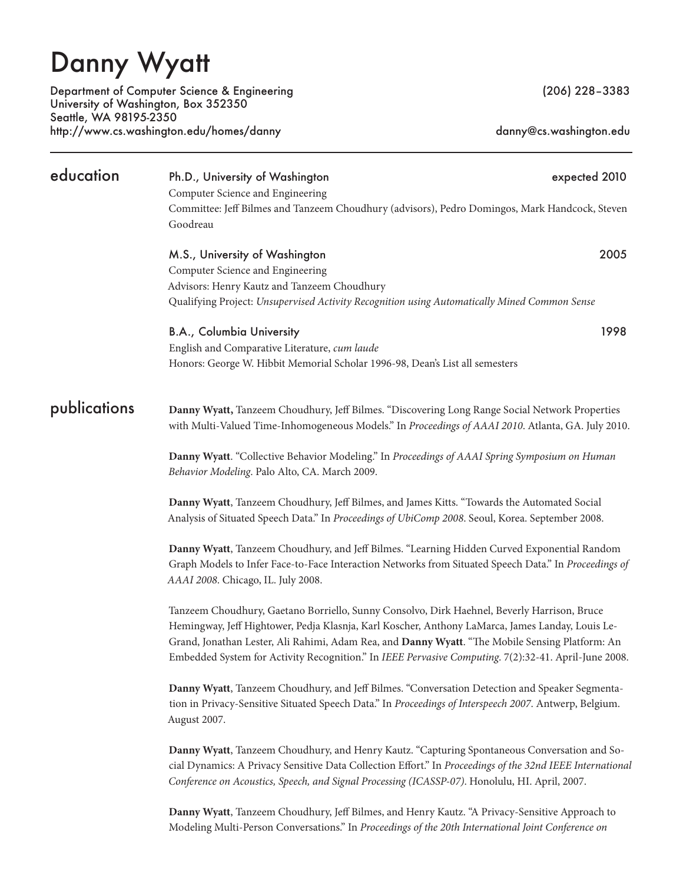# Danny Wyatt

Department of Computer Science & Engineering
University of Washington, Box 352350
Seattle, WA 98195-2350
http://www.cs.washington.edu/homes/danny

(206) 228–3383
danny@cs.washington.edu

## education

**Ph.D., University of Washington** — expected 2010
Computer Science and Engineering
Committee: Jeff Bilmes and Tanzeem Choudhury (advisors), Pedro Domingos, Mark Handcock, Steven Goodreau

**M.S., University of Washington** — 2005
Computer Science and Engineering
Advisors: Henry Kautz and Tanzeem Choudhury
Qualifying Project: *Unsupervised Activity Recognition using Automatically Mined Common Sense*

**B.A., Columbia University** — 1998
English and Comparative Literature, *cum laude*
Honors: George W. Hibbit Memorial Scholar 1996-98, Dean's List all semesters

## publications

**Danny Wyatt,** Tanzeem Choudhury, Jeff Bilmes. "Discovering Long Range Social Network Properties with Multi-Valued Time-Inhomogeneous Models." In *Proceedings of AAAI 2010*. Atlanta, GA. July 2010.

**Danny Wyatt**. "Collective Behavior Modeling." In *Proceedings of AAAI Spring Symposium on Human Behavior Modeling*. Palo Alto, CA. March 2009.

**Danny Wyatt**, Tanzeem Choudhury, Jeff Bilmes, and James Kitts. "Towards the Automated Social Analysis of Situated Speech Data." In *Proceedings of UbiComp 2008*. Seoul, Korea. September 2008.

**Danny Wyatt**, Tanzeem Choudhury, and Jeff Bilmes. "Learning Hidden Curved Exponential Random Graph Models to Infer Face-to-Face Interaction Networks from Situated Speech Data." In *Proceedings of AAAI 2008*. Chicago, IL. July 2008.

Tanzeem Choudhury, Gaetano Borriello, Sunny Consolvo, Dirk Haehnel, Beverly Harrison, Bruce Hemingway, Jeff Hightower, Pedja Klasnja, Karl Koscher, Anthony LaMarca, James Landay, Louis Le-Grand, Jonathan Lester, Ali Rahimi, Adam Rea, and **Danny Wyatt**. "The Mobile Sensing Platform: An Embedded System for Activity Recognition." In *IEEE Pervasive Computing*. 7(2):32-41. April-June 2008.

**Danny Wyatt**, Tanzeem Choudhury, and Jeff Bilmes. "Conversation Detection and Speaker Segmentation in Privacy-Sensitive Situated Speech Data." In *Proceedings of Interspeech 2007*. Antwerp, Belgium. August 2007.

**Danny Wyatt**, Tanzeem Choudhury, and Henry Kautz. "Capturing Spontaneous Conversation and Social Dynamics: A Privacy Sensitive Data Collection Effort." In *Proceedings of the 32nd IEEE International Conference on Acoustics, Speech, and Signal Processing (ICASSP-07)*. Honolulu, HI. April, 2007.

**Danny Wyatt**, Tanzeem Choudhury, Jeff Bilmes, and Henry Kautz. "A Privacy-Sensitive Approach to Modeling Multi-Person Conversations." In *Proceedings of the 20th International Joint Conference on*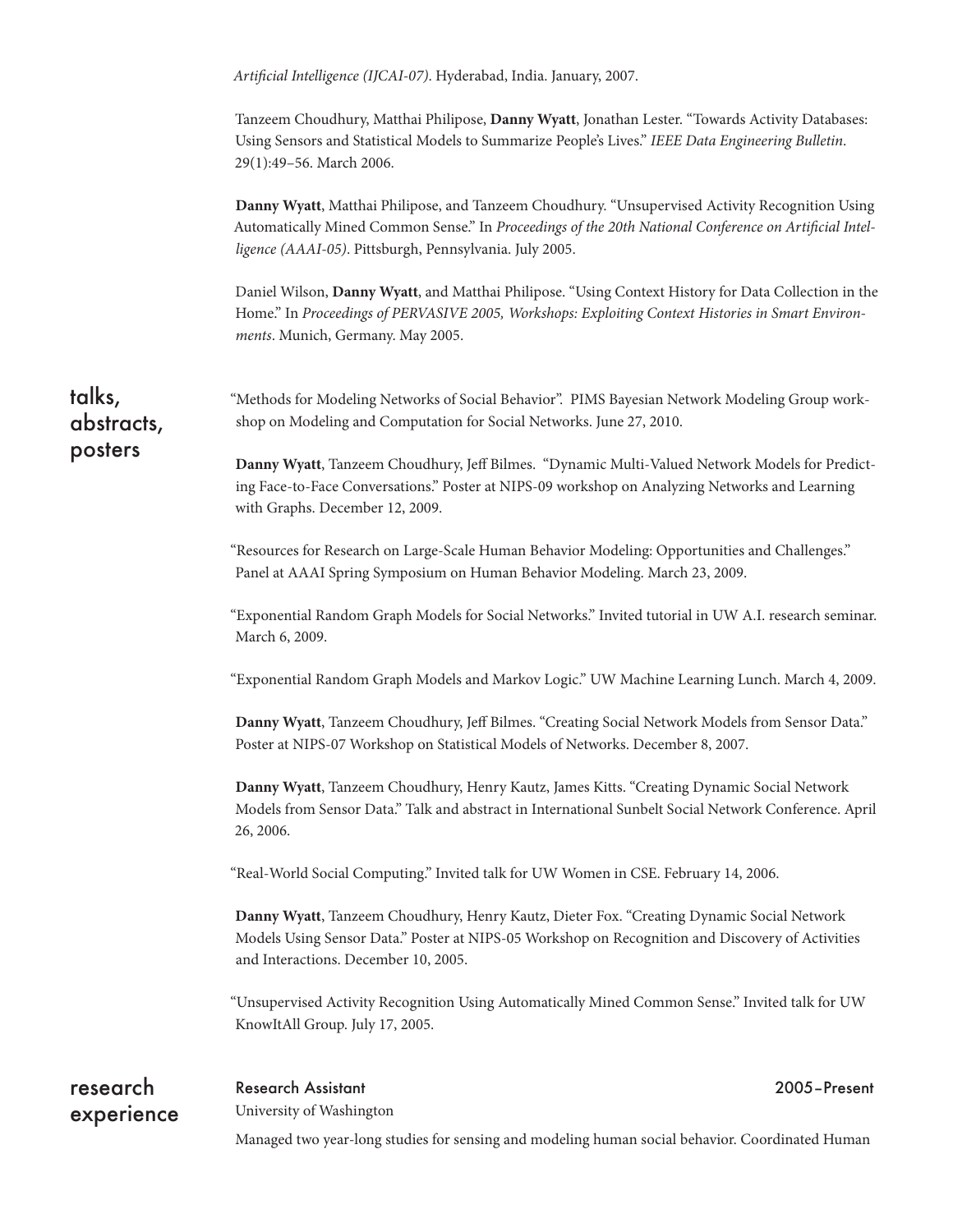*Artificial Intelligence (IJCAI-07)*. Hyderabad, India. January, 2007.

Tanzeem Choudhury, Matthai Philipose, **Danny Wyatt**, Jonathan Lester. "Towards Activity Databases: Using Sensors and Statistical Models to Summarize People's Lives." *IEEE Data Engineering Bulletin*. 29(1):49–56. March 2006.

**Danny Wyatt**, Matthai Philipose, and Tanzeem Choudhury. "Unsupervised Activity Recognition Using Automatically Mined Common Sense." In *Proceedings of the 20th National Conference on Artificial Intelligence (AAAI-05)*. Pittsburgh, Pennsylvania. July 2005.

Daniel Wilson, **Danny Wyatt**, and Matthai Philipose. "Using Context History for Data Collection in the Home." In *Proceedings of PERVASIVE 2005, Workshops: Exploiting Context Histories in Smart Environments*. Munich, Germany. May 2005.

## talks, abstracts, posters

"Methods for Modeling Networks of Social Behavior". PIMS Bayesian Network Modeling Group workshop on Modeling and Computation for Social Networks. June 27, 2010.

**Danny Wyatt**, Tanzeem Choudhury, Jeff Bilmes. "Dynamic Multi-Valued Network Models for Predicting Face-to-Face Conversations." Poster at NIPS-09 workshop on Analyzing Networks and Learning with Graphs. December 12, 2009.

"Resources for Research on Large-Scale Human Behavior Modeling: Opportunities and Challenges." Panel at AAAI Spring Symposium on Human Behavior Modeling. March 23, 2009.

"Exponential Random Graph Models for Social Networks." Invited tutorial in UW A.I. research seminar. March 6, 2009.

"Exponential Random Graph Models and Markov Logic." UW Machine Learning Lunch. March 4, 2009.

**Danny Wyatt**, Tanzeem Choudhury, Jeff Bilmes. "Creating Social Network Models from Sensor Data." Poster at NIPS-07 Workshop on Statistical Models of Networks. December 8, 2007.

**Danny Wyatt**, Tanzeem Choudhury, Henry Kautz, James Kitts. "Creating Dynamic Social Network Models from Sensor Data." Talk and abstract in International Sunbelt Social Network Conference. April 26, 2006.

"Real-World Social Computing." Invited talk for UW Women in CSE. February 14, 2006.

**Danny Wyatt**, Tanzeem Choudhury, Henry Kautz, Dieter Fox. "Creating Dynamic Social Network Models Using Sensor Data." Poster at NIPS-05 Workshop on Recognition and Discovery of Activities and Interactions. December 10, 2005.

"Unsupervised Activity Recognition Using Automatically Mined Common Sense." Invited talk for UW KnowItAll Group. July 17, 2005.

## research experience

**Research Assistant** 2005–Present

University of Washington

Managed two year-long studies for sensing and modeling human social behavior. Coordinated Human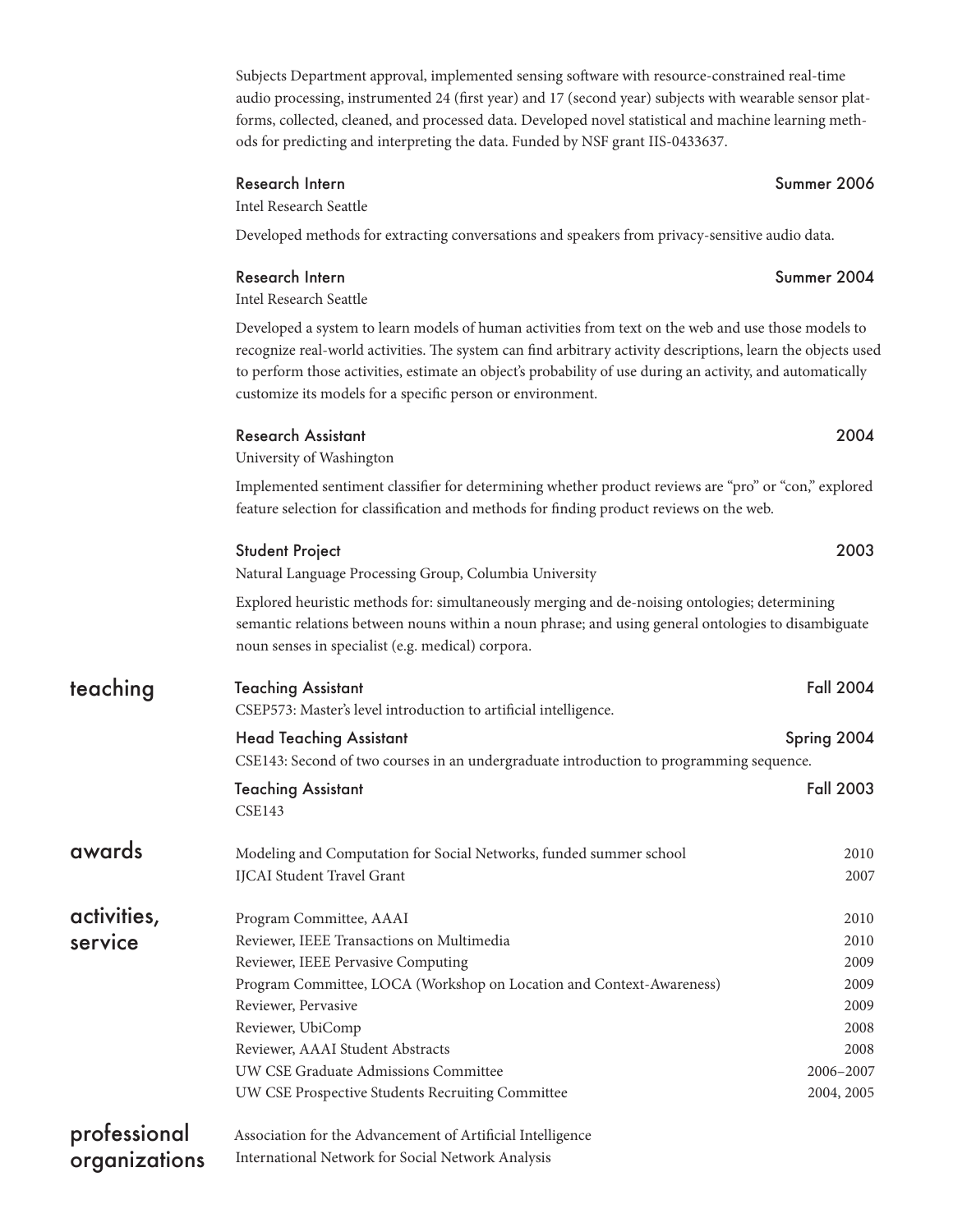Subjects Department approval, implemented sensing software with resource-constrained real-time audio processing, instrumented 24 (first year) and 17 (second year) subjects with wearable sensor platforms, collected, cleaned, and processed data. Developed novel statistical and machine learning methods for predicting and interpreting the data. Funded by NSF grant IIS-0433637.

**Research Intern** — Summer 2006
Intel Research Seattle

Developed methods for extracting conversations and speakers from privacy-sensitive audio data.

**Research Intern** — Summer 2004
Intel Research Seattle

Developed a system to learn models of human activities from text on the web and use those models to recognize real-world activities. The system can find arbitrary activity descriptions, learn the objects used to perform those activities, estimate an object's probability of use during an activity, and automatically customize its models for a specific person or environment.

**Research Assistant** — 2004
University of Washington

Implemented sentiment classifier for determining whether product reviews are "pro" or "con," explored feature selection for classification and methods for finding product reviews on the web.

**Student Project** — 2003
Natural Language Processing Group, Columbia University

Explored heuristic methods for: simultaneously merging and de-noising ontologies; determining semantic relations between nouns within a noun phrase; and using general ontologies to disambiguate noun senses in specialist (e.g. medical) corpora.

## teaching

**Teaching Assistant** — Fall 2004
CSEP573: Master's level introduction to artificial intelligence.

**Head Teaching Assistant** — Spring 2004
CSE143: Second of two courses in an undergraduate introduction to programming sequence.

**Teaching Assistant** — Fall 2003
CSE143

## awards

- Modeling and Computation for Social Networks, funded summer school — 2010
- IJCAI Student Travel Grant — 2007

## activities, service

- Program Committee, AAAI — 2010
- Reviewer, IEEE Transactions on Multimedia — 2010
- Reviewer, IEEE Pervasive Computing — 2009
- Program Committee, LOCA (Workshop on Location and Context-Awareness) — 2009
- Reviewer, Pervasive — 2009
- Reviewer, UbiComp — 2008
- Reviewer, AAAI Student Abstracts — 2008
- UW CSE Graduate Admissions Committee — 2006–2007
- UW CSE Prospective Students Recruiting Committee — 2004, 2005

## professional organizations

- Association for the Advancement of Artificial Intelligence
- International Network for Social Network Analysis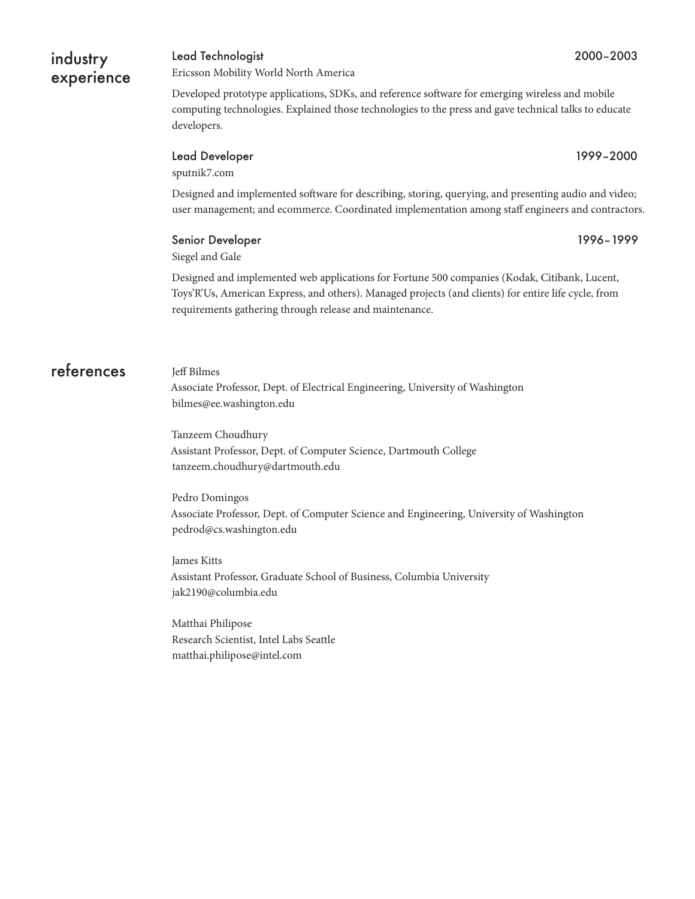## industry experience

### Lead Technologist — 2000–2003

Ericsson Mobility World North America

Developed prototype applications, SDKs, and reference software for emerging wireless and mobile computing technologies. Explained those technologies to the press and gave technical talks to educate developers.

### Lead Developer — 1999–2000

sputnik7.com

Designed and implemented software for describing, storing, querying, and presenting audio and video; user management; and ecommerce. Coordinated implementation among staff engineers and contractors.

### Senior Developer — 1996–1999

Siegel and Gale

Designed and implemented web applications for Fortune 500 companies (Kodak, Citibank, Lucent, Toys'R'Us, American Express, and others). Managed projects (and clients) for entire life cycle, from requirements gathering through release and maintenance.

## references

Jeff Bilmes
Associate Professor, Dept. of Electrical Engineering, University of Washington
bilmes@ee.washington.edu

Tanzeem Choudhury
Assistant Professor, Dept. of Computer Science, Dartmouth College
tanzeem.choudhury@dartmouth.edu

Pedro Domingos
Associate Professor, Dept. of Computer Science and Engineering, University of Washington
pedrod@cs.washington.edu

James Kitts
Assistant Professor, Graduate School of Business, Columbia University
jak2190@columbia.edu

Matthai Philipose
Research Scientist, Intel Labs Seattle
matthai.philipose@intel.com